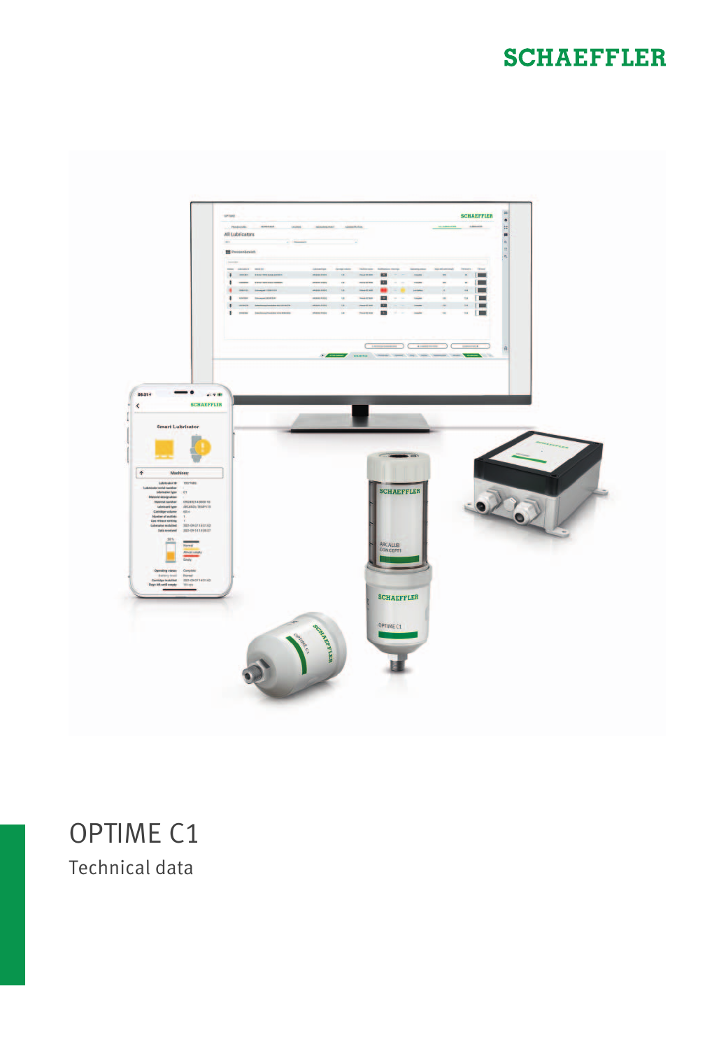SCHAEFFLER

# OPTIME C1

## Technical data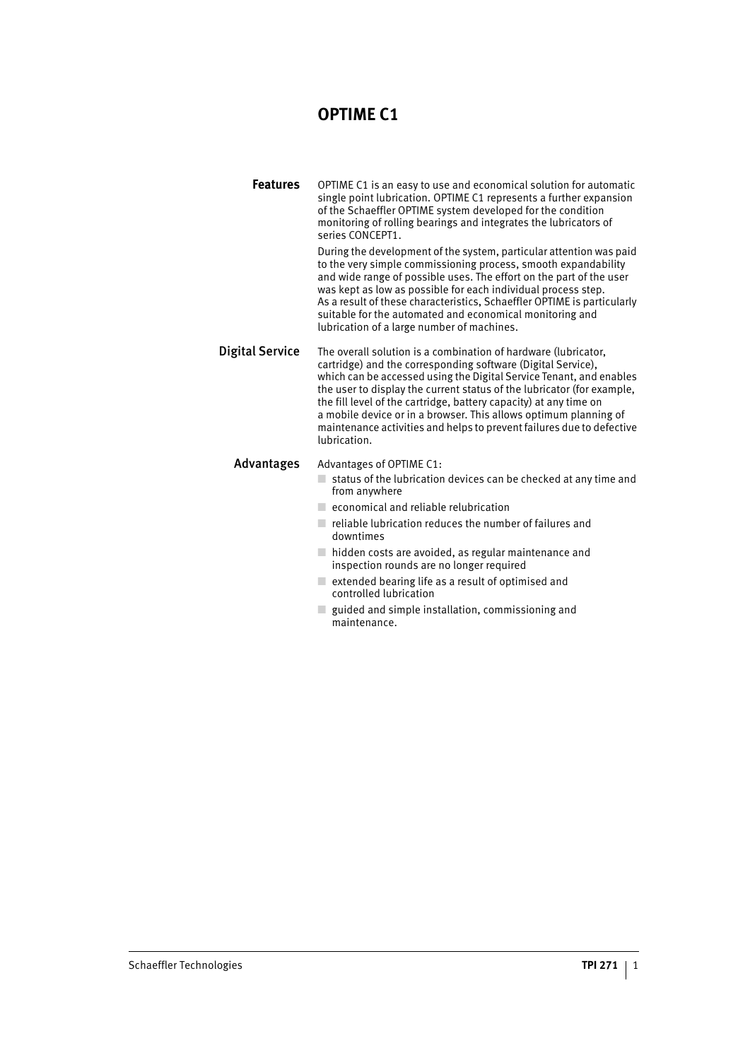# OPTIME C1

## Features

OPTIME C1 is an easy to use and economical solution for automatic single point lubrication. OPTIME C1 represents a further expansion of the Schaeffler OPTIME system developed for the condition monitoring of rolling bearings and integrates the lubricators of series CONCEPT1.

During the development of the system, particular attention was paid to the very simple commissioning process, smooth expandability and wide range of possible uses. The effort on the part of the user was kept as low as possible for each individual process step. As a result of these characteristics, Schaeffler OPTIME is particularly suitable for the automated and economical monitoring and lubrication of a large number of machines.

## Digital Service

The overall solution is a combination of hardware (lubricator, cartridge) and the corresponding software (Digital Service), which can be accessed using the Digital Service Tenant, and enables the user to display the current status of the lubricator (for example, the fill level of the cartridge, battery capacity) at any time on a mobile device or in a browser. This allows optimum planning of maintenance activities and helps to prevent failures due to defective lubrication.

## Advantages

Advantages of OPTIME C1:

- status of the lubrication devices can be checked at any time and from anywhere
- economical and reliable relubrication
- reliable lubrication reduces the number of failures and downtimes
- hidden costs are avoided, as regular maintenance and inspection rounds are no longer required
- extended bearing life as a result of optimised and controlled lubrication
- guided and simple installation, commissioning and maintenance.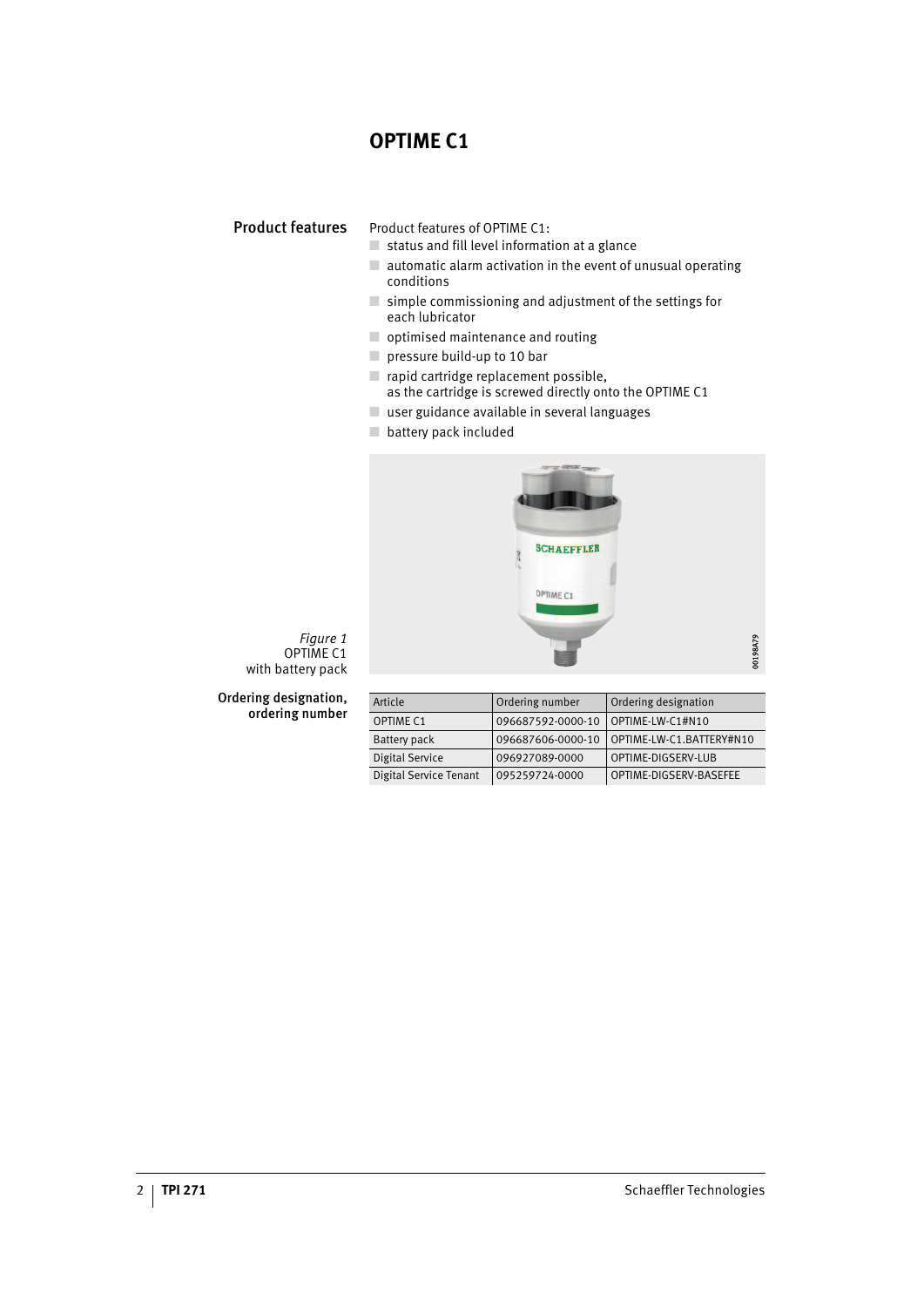# OPTIME C1

## Product features

Product features of OPTIME C1:

- status and fill level information at a glance
- automatic alarm activation in the event of unusual operating conditions
- simple commissioning and adjustment of the settings for each lubricator
- optimised maintenance and routing
- pressure build-up to 10 bar
- rapid cartridge replacement possible, as the cartridge is screwed directly onto the OPTIME C1
- user guidance available in several languages
- battery pack included

*Figure 1*
OPTIME C1
with battery pack

## Ordering designation, ordering number

| Article | Ordering number | Ordering designation |
|---|---|---|
| OPTIME C1 | 096687592-0000-10 | OPTIME-LW-C1#N10 |
| Battery pack | 096687606-0000-10 | OPTIME-LW-C1.BATTERY#N10 |
| Digital Service | 096927089-0000 | OPTIME-DIGSERV-LUB |
| Digital Service Tenant | 095259724-0000 | OPTIME-DIGSERV-BASEFEE |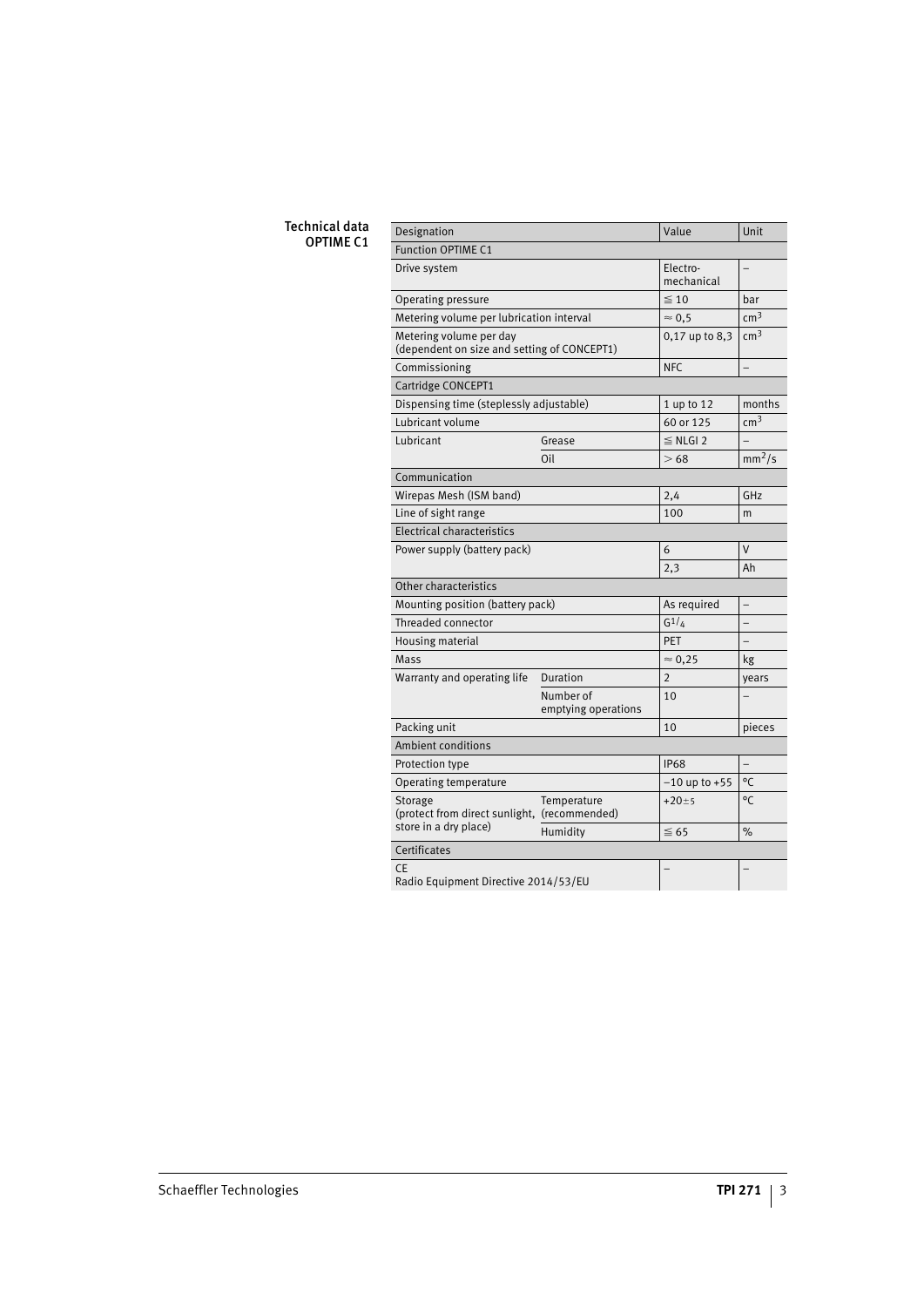**Technical data OPTIME C1**

| Designation | | Value | Unit |
|---|---|---|---|
| Function OPTIME C1 | | | |
| Drive system | | Electro-mechanical | – |
| Operating pressure | | $\leqq 10$ | bar |
| Metering volume per lubrication interval | | $\approx 0,5$ | $cm^3$ |
| Metering volume per day (dependent on size and setting of CONCEPT1) | | 0,17 up to 8,3 | $cm^3$ |
| Commissioning | | NFC | – |
| Cartridge CONCEPT1 | | | |
| Dispensing time (steplessly adjustable) | | 1 up to 12 | months |
| Lubricant volume | | 60 or 125 | $cm^3$ |
| Lubricant | Grease | $\leqq$ NLGI 2 | – |
| | Oil | $> 68$ | $mm^2/s$ |
| Communication | | | |
| Wirepas Mesh (ISM band) | | 2,4 | GHz |
| Line of sight range | | 100 | m |
| Electrical characteristics | | | |
| Power supply (battery pack) | | 6 | V |
| | | 2,3 | Ah |
| Other characteristics | | | |
| Mounting position (battery pack) | | As required | – |
| Threaded connector | | $G^1/_4$ | – |
| Housing material | | PET | – |
| Mass | | $\approx 0,25$ | kg |
| Warranty and operating life | Duration | 2 | years |
| | Number of emptying operations | 10 | – |
| Packing unit | | 10 | pieces |
| Ambient conditions | | | |
| Protection type | | IP68 | – |
| Operating temperature | | $-10$ up to $+55$ | °C |
| Storage (protect from direct sunlight, store in a dry place) | Temperature (recommended) | $+20 \pm 5$ | °C |
| | Humidity | $\leqq 65$ | % |
| Certificates | | | |
| CE Radio Equipment Directive 2014/53/EU | | – | – |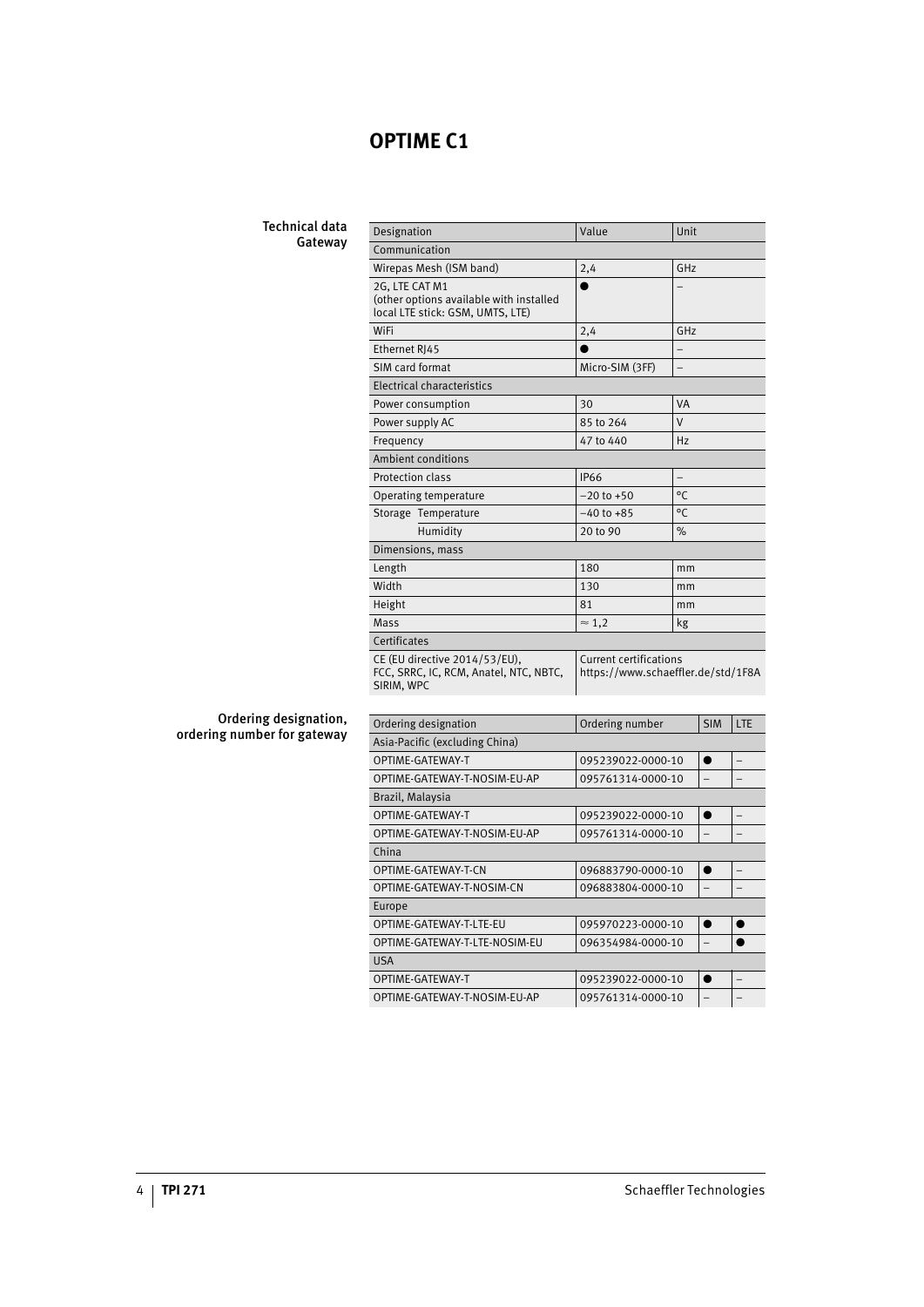# OPTIME C1

**Technical data Gateway**

| Designation | Value | Unit |
|---|---|---|
| Communication | | |
| Wirepas Mesh (ISM band) | 2,4 | GHz |
| 2G, LTE CAT M1 (other options available with installed local LTE stick: GSM, UMTS, LTE) | ● | – |
| WiFi | 2,4 | GHz |
| Ethernet RJ45 | ● | – |
| SIM card format | Micro-SIM (3FF) | – |
| Electrical characteristics | | |
| Power consumption | 30 | VA |
| Power supply AC | 85 to 264 | V |
| Frequency | 47 to 440 | Hz |
| Ambient conditions | | |
| Protection class | IP66 | – |
| Operating temperature | –20 to +50 | °C |
| Storage Temperature | –40 to +85 | °C |
| Storage Humidity | 20 to 90 | % |
| Dimensions, mass | | |
| Length | 180 | mm |
| Width | 130 | mm |
| Height | 81 | mm |
| Mass | ≈ 1,2 | kg |
| Certificates | | |
| CE (EU directive 2014/53/EU), FCC, SRRC, IC, RCM, Anatel, NTC, NBTC, SIRIM, WPC | Current certifications https://www.schaeffler.de/std/1F8A | |

**Ordering designation, ordering number for gateway**

| Ordering designation | Ordering number | SIM | LTE |
|---|---|---|---|
| Asia-Pacific (excluding China) | | | |
| OPTIME-GATEWAY-T | 095239022-0000-10 | ● | – |
| OPTIME-GATEWAY-T-NOSIM-EU-AP | 095761314-0000-10 | – | – |
| Brazil, Malaysia | | | |
| OPTIME-GATEWAY-T | 095239022-0000-10 | ● | – |
| OPTIME-GATEWAY-T-NOSIM-EU-AP | 095761314-0000-10 | – | – |
| China | | | |
| OPTIME-GATEWAY-T-CN | 096883790-0000-10 | ● | – |
| OPTIME-GATEWAY-T-NOSIM-CN | 096883804-0000-10 | – | – |
| Europe | | | |
| OPTIME-GATEWAY-T-LTE-EU | 095970223-0000-10 | ● | ● |
| OPTIME-GATEWAY-T-LTE-NOSIM-EU | 096354984-0000-10 | – | ● |
| USA | | | |
| OPTIME-GATEWAY-T | 095239022-0000-10 | ● | – |
| OPTIME-GATEWAY-T-NOSIM-EU-AP | 095761314-0000-10 | – | – |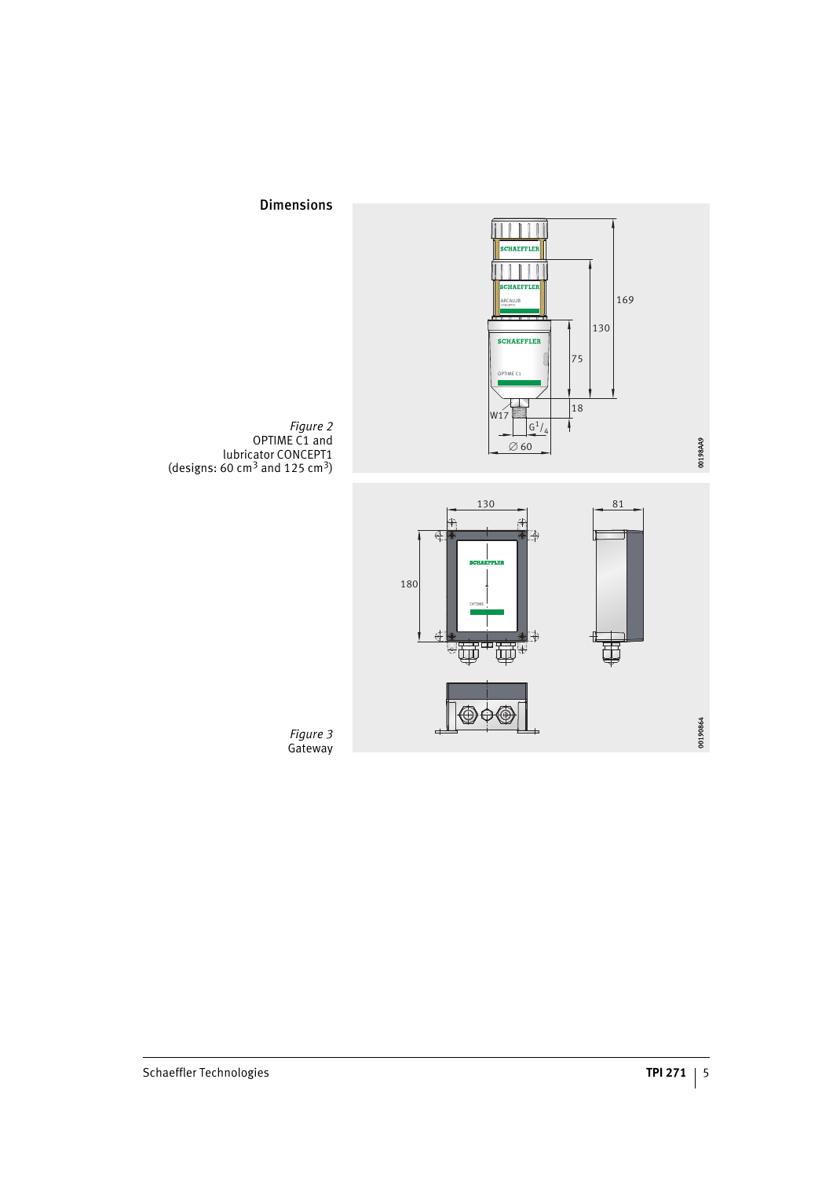## Dimensions

*Figure 2*
OPTIME C1 and
lubricator CONCEPT1
(designs: 60 $cm^3$ and 125 $cm^3$)

*Figure 3*
Gateway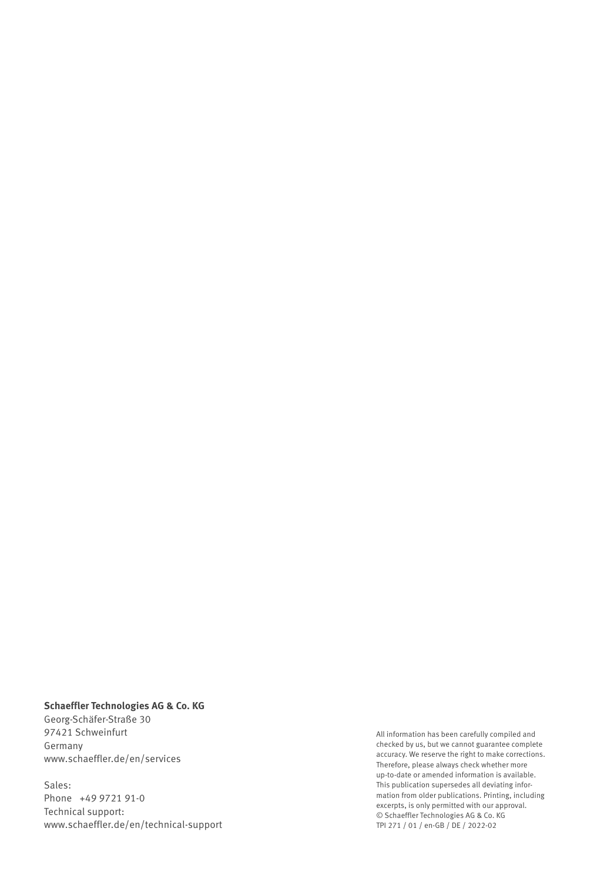**Schaeffler Technologies AG & Co. KG**
Georg-Schäfer-Straße 30
97421 Schweinfurt
Germany
www.schaeffler.de/en/services

Sales:
Phone +49 9721 91-0
Technical support:
www.schaeffler.de/en/technical-support

All information has been carefully compiled and checked by us, but we cannot guarantee complete accuracy. We reserve the right to make corrections. Therefore, please always check whether more up-to-date or amended information is available. This publication supersedes all deviating information from older publications. Printing, including excerpts, is only permitted with our approval.
© Schaeffler Technologies AG & Co. KG
TPI 271 / 01 / en-GB / DE / 2022-02